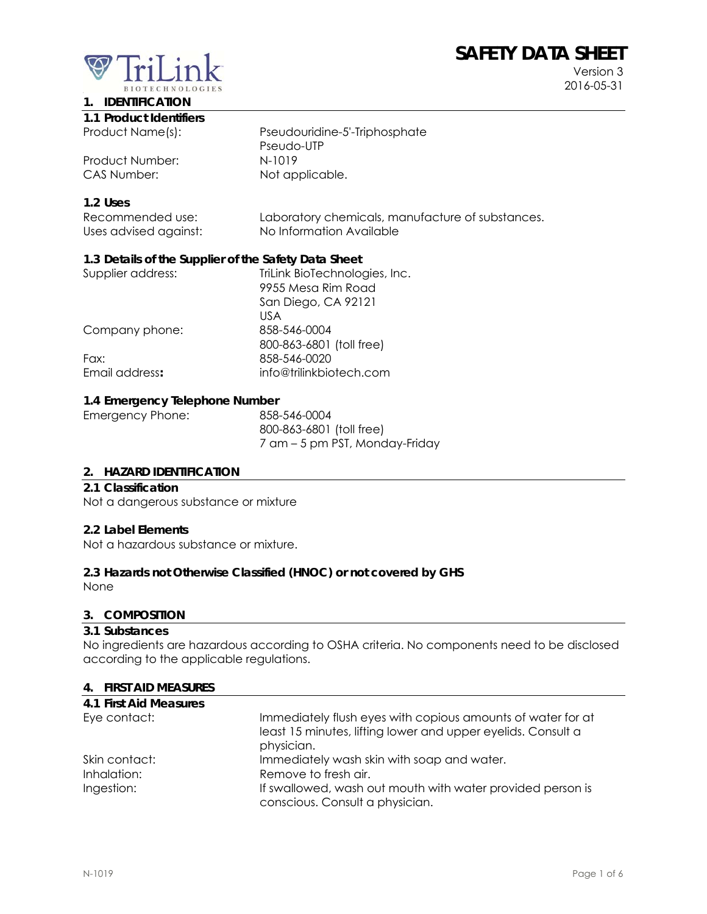# SAFETY DATA SHEET

Version 3
2016-05-31

## 1. IDENTIFICATION

### 1.1 Product Identifiers

| | |
|---|---|
| Product Name(s): | Pseudouridine-5'-Triphosphate<br>Pseudo-UTP |
| Product Number: | N-1019 |
| CAS Number: | Not applicable. |

### 1.2 Uses

| | |
|---|---|
| Recommended use: | Laboratory chemicals, manufacture of substances. |
| Uses advised against: | No Information Available |

### 1.3 Details of the Supplier of the Safety Data Sheet

| | |
|---|---|
| Supplier address: | TriLink BioTechnologies, Inc.<br>9955 Mesa Rim Road<br>San Diego, CA 92121<br>USA |
| Company phone: | 858-546-0004<br>800-863-6801 (toll free) |
| Fax: | 858-546-0020 |
| Email address**:** | info@trilinkbiotech.com |

### 1.4 Emergency Telephone Number

| | |
|---|---|
| Emergency Phone: | 858-546-0004<br>800-863-6801 (toll free)<br>7 am – 5 pm PST, Monday-Friday |

## 2. HAZARD IDENTIFICATION

### 2.1 Classification

Not a dangerous substance or mixture

### 2.2 Label Elements

Not a hazardous substance or mixture.

### 2.3 Hazards not Otherwise Classified (HNOC) or not covered by GHS

None

## 3. COMPOSITION

### 3.1 Substances

No ingredients are hazardous according to OSHA criteria. No components need to be disclosed according to the applicable regulations.

## 4. FIRST AID MEASURES

### 4.1 First Aid Measures

| | |
|---|---|
| Eye contact: | Immediately flush eyes with copious amounts of water for at least 15 minutes, lifting lower and upper eyelids. Consult a physician. |
| Skin contact: | Immediately wash skin with soap and water. |
| Inhalation: | Remove to fresh air. |
| Ingestion: | If swallowed, wash out mouth with water provided person is conscious. Consult a physician. |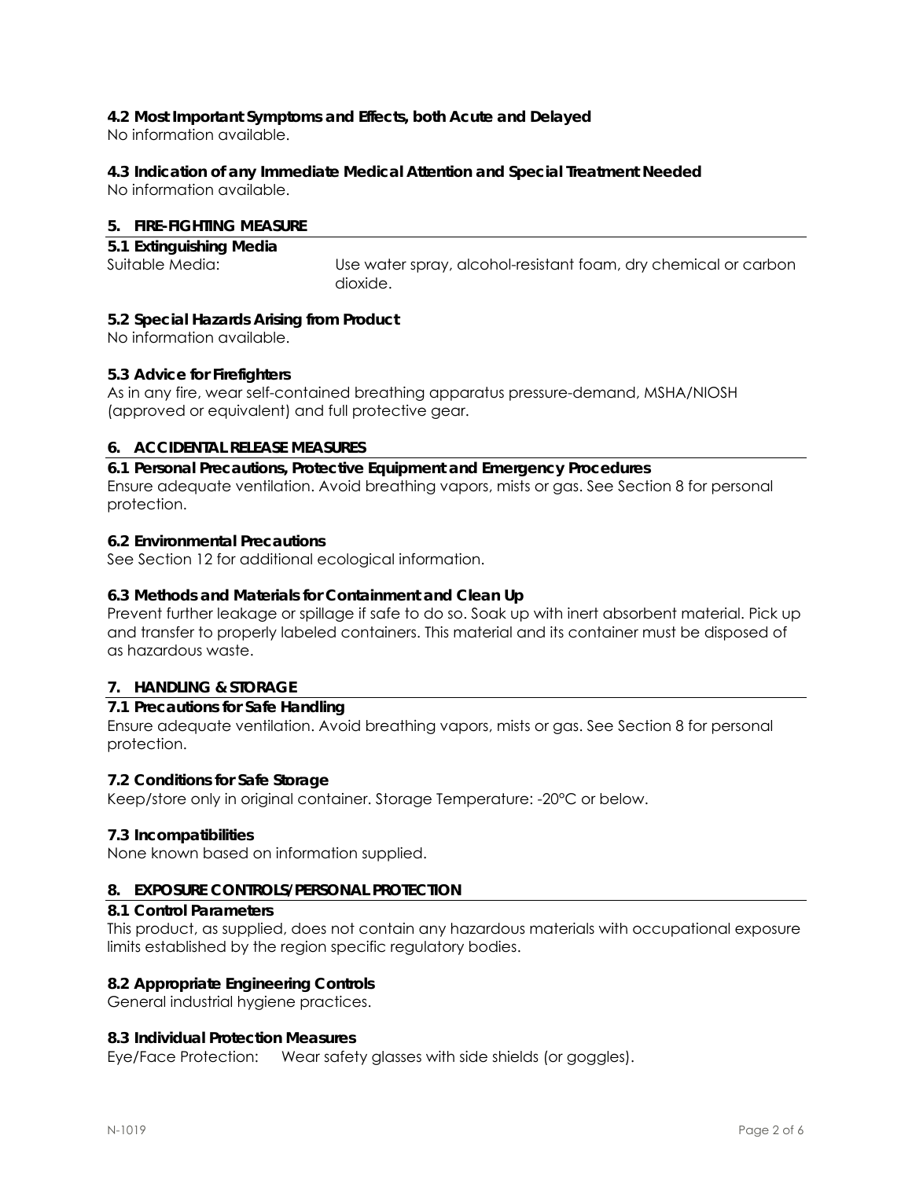### 4.2 Most Important Symptoms and Effects, both Acute and Delayed

No information available.

### 4.3 Indication of any Immediate Medical Attention and Special Treatment Needed

No information available.

## 5. FIRE-FIGHTING MEASURE

### 5.1 Extinguishing Media

Suitable Media: Use water spray, alcohol-resistant foam, dry chemical or carbon dioxide.

### 5.2 Special Hazards Arising from Product

No information available.

### 5.3 Advice for Firefighters

As in any fire, wear self-contained breathing apparatus pressure-demand, MSHA/NIOSH (approved or equivalent) and full protective gear.

## 6. ACCIDENTAL RELEASE MEASURES

### 6.1 Personal Precautions, Protective Equipment and Emergency Procedures

Ensure adequate ventilation. Avoid breathing vapors, mists or gas. See Section 8 for personal protection.

### 6.2 Environmental Precautions

See Section 12 for additional ecological information.

### 6.3 Methods and Materials for Containment and Clean Up

Prevent further leakage or spillage if safe to do so. Soak up with inert absorbent material. Pick up and transfer to properly labeled containers. This material and its container must be disposed of as hazardous waste.

## 7. HANDLING & STORAGE

### 7.1 Precautions for Safe Handling

Ensure adequate ventilation. Avoid breathing vapors, mists or gas. See Section 8 for personal protection.

### 7.2 Conditions for Safe Storage

Keep/store only in original container. Storage Temperature: -20°C or below.

### 7.3 Incompatibilities

None known based on information supplied.

## 8. EXPOSURE CONTROLS/PERSONAL PROTECTION

### 8.1 Control Parameters

This product, as supplied, does not contain any hazardous materials with occupational exposure limits established by the region specific regulatory bodies.

### 8.2 Appropriate Engineering Controls

General industrial hygiene practices.

### 8.3 Individual Protection Measures

Eye/Face Protection: Wear safety glasses with side shields (or goggles).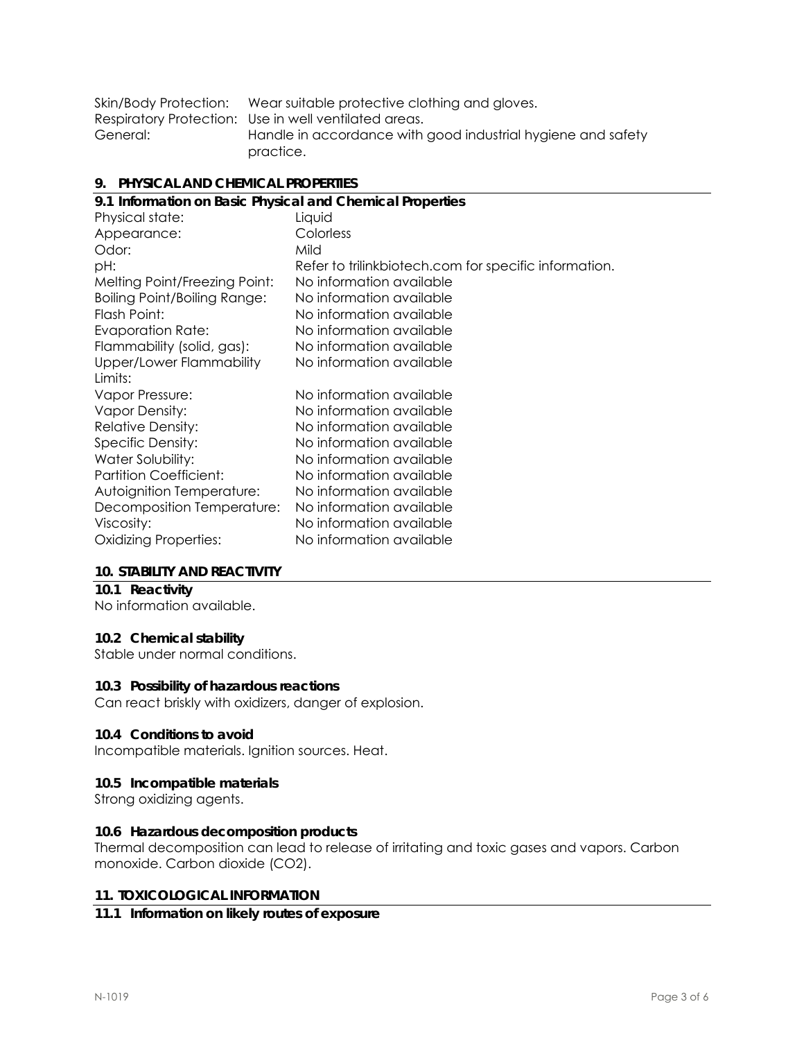Skin/Body Protection: Wear suitable protective clothing and gloves.
Respiratory Protection: Use in well ventilated areas.
General: Handle in accordance with good industrial hygiene and safety practice.

## 9. PHYSICAL AND CHEMICAL PROPERTIES

### 9.1 Information on Basic Physical and Chemical Properties

| | |
|---|---|
| Physical state: | Liquid |
| Appearance: | Colorless |
| Odor: | Mild |
| pH: | Refer to trilinkbiotech.com for specific information. |
| Melting Point/Freezing Point: | No information available |
| Boiling Point/Boiling Range: | No information available |
| Flash Point: | No information available |
| Evaporation Rate: | No information available |
| Flammability (solid, gas): | No information available |
| Upper/Lower Flammability Limits: | No information available |
| Vapor Pressure: | No information available |
| Vapor Density: | No information available |
| Relative Density: | No information available |
| Specific Density: | No information available |
| Water Solubility: | No information available |
| Partition Coefficient: | No information available |
| Autoignition Temperature: | No information available |
| Decomposition Temperature: | No information available |
| Viscosity: | No information available |
| Oxidizing Properties: | No information available |

## 10. STABILITY AND REACTIVITY

### 10.1 Reactivity

No information available.

### 10.2 Chemical stability

Stable under normal conditions.

### 10.3 Possibility of hazardous reactions

Can react briskly with oxidizers, danger of explosion.

### 10.4 Conditions to avoid

Incompatible materials. Ignition sources. Heat.

### 10.5 Incompatible materials

Strong oxidizing agents.

### 10.6 Hazardous decomposition products

Thermal decomposition can lead to release of irritating and toxic gases and vapors. Carbon monoxide. Carbon dioxide ($CO_2$).

## 11. TOXICOLOGICAL INFORMATION

### 11.1 Information on likely routes of exposure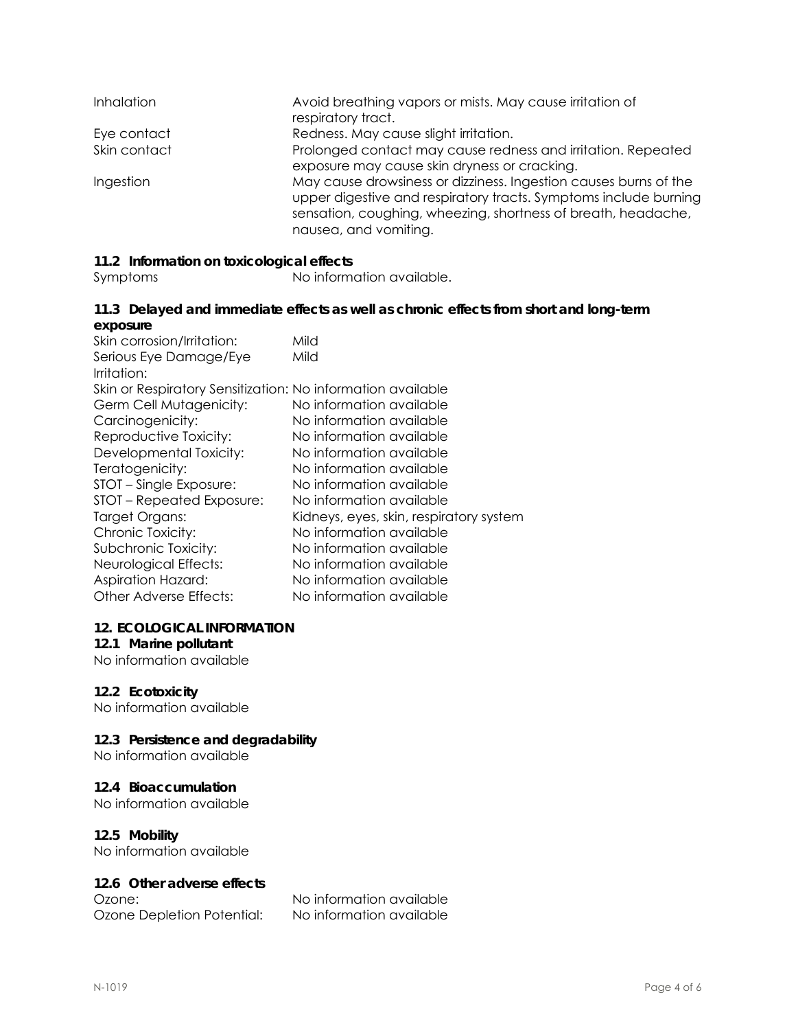| | |
|---|---|
| Inhalation | Avoid breathing vapors or mists. May cause irritation of respiratory tract. |
| Eye contact | Redness. May cause slight irritation. |
| Skin contact | Prolonged contact may cause redness and irritation. Repeated exposure may cause skin dryness or cracking. |
| Ingestion | May cause drowsiness or dizziness. Ingestion causes burns of the upper digestive and respiratory tracts. Symptoms include burning sensation, coughing, wheezing, shortness of breath, headache, nausea, and vomiting. |

### 11.2 Information on toxicological effects

Symptoms — No information available.

### 11.3 Delayed and immediate effects as well as chronic effects from short and long-term exposure

| | |
|---|---|
| Skin corrosion/Irritation: | Mild |
| Serious Eye Damage/Eye Irritation: | Mild |
| Skin or Respiratory Sensitization: | No information available |
| Germ Cell Mutagenicity: | No information available |
| Carcinogenicity: | No information available |
| Reproductive Toxicity: | No information available |
| Developmental Toxicity: | No information available |
| Teratogenicity: | No information available |
| STOT – Single Exposure: | No information available |
| STOT – Repeated Exposure: | No information available |
| Target Organs: | Kidneys, eyes, skin, respiratory system |
| Chronic Toxicity: | No information available |
| Subchronic Toxicity: | No information available |
| Neurological Effects: | No information available |
| Aspiration Hazard: | No information available |
| Other Adverse Effects: | No information available |

## 12. ECOLOGICAL INFORMATION

### 12.1 Marine pollutant

No information available

### 12.2 Ecotoxicity

No information available

### 12.3 Persistence and degradability

No information available

### 12.4 Bioaccumulation

No information available

### 12.5 Mobility

No information available

### 12.6 Other adverse effects

| | |
|---|---|
| Ozone: | No information available |
| Ozone Depletion Potential: | No information available |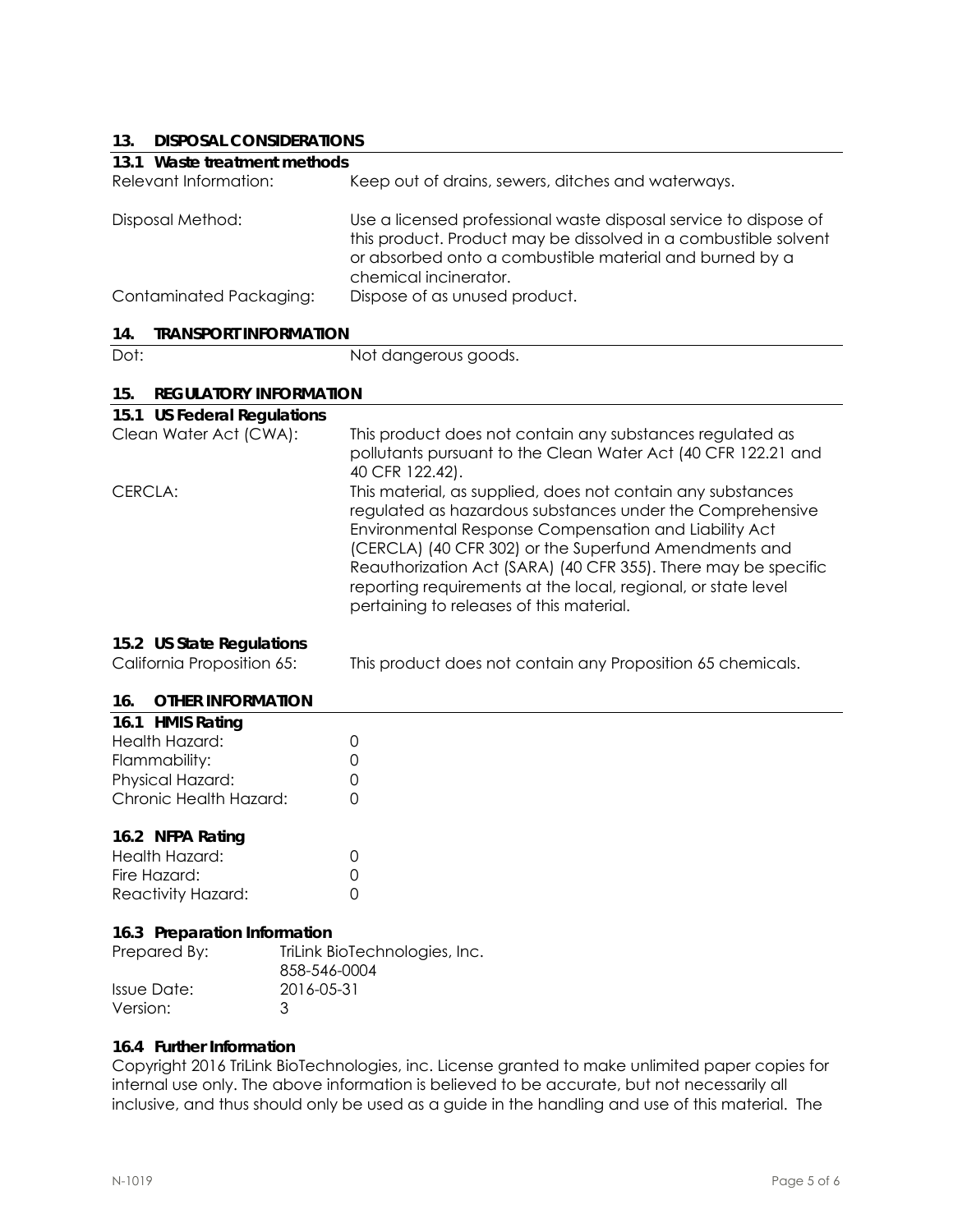## 13. DISPOSAL CONSIDERATIONS

### 13.1 Waste treatment methods

| | |
|---|---|
| Relevant Information: | Keep out of drains, sewers, ditches and waterways. |
| Disposal Method: | Use a licensed professional waste disposal service to dispose of this product. Product may be dissolved in a combustible solvent or absorbed onto a combustible material and burned by a chemical incinerator. |
| Contaminated Packaging: | Dispose of as unused product. |

## 14. TRANSPORT INFORMATION

| | |
|---|---|
| Dot: | Not dangerous goods. |

## 15. REGULATORY INFORMATION

### 15.1 US Federal Regulations

| | |
|---|---|
| Clean Water Act (CWA): | This product does not contain any substances regulated as pollutants pursuant to the Clean Water Act (40 CFR 122.21 and 40 CFR 122.42). |
| CERCLA: | This material, as supplied, does not contain any substances regulated as hazardous substances under the Comprehensive Environmental Response Compensation and Liability Act (CERCLA) (40 CFR 302) or the Superfund Amendments and Reauthorization Act (SARA) (40 CFR 355). There may be specific reporting requirements at the local, regional, or state level pertaining to releases of this material. |

### 15.2 US State Regulations

| | |
|---|---|
| California Proposition 65: | This product does not contain any Proposition 65 chemicals. |

## 16. OTHER INFORMATION

### 16.1 HMIS Rating

| | |
|---|---|
| Health Hazard: | 0 |
| Flammability: | 0 |
| Physical Hazard: | 0 |
| Chronic Health Hazard: | 0 |

### 16.2 NFPA Rating

| | |
|---|---|
| Health Hazard: | 0 |
| Fire Hazard: | 0 |
| Reactivity Hazard: | 0 |

### 16.3 Preparation Information

| | |
|---|---|
| Prepared By: | TriLink BioTechnologies, Inc.<br>858-546-0004 |
| Issue Date: | 2016-05-31 |
| Version: | 3 |

### 16.4 Further Information

Copyright 2016 TriLink BioTechnologies, inc. License granted to make unlimited paper copies for internal use only. The above information is believed to be accurate, but not necessarily all inclusive, and thus should only be used as a guide in the handling and use of this material. The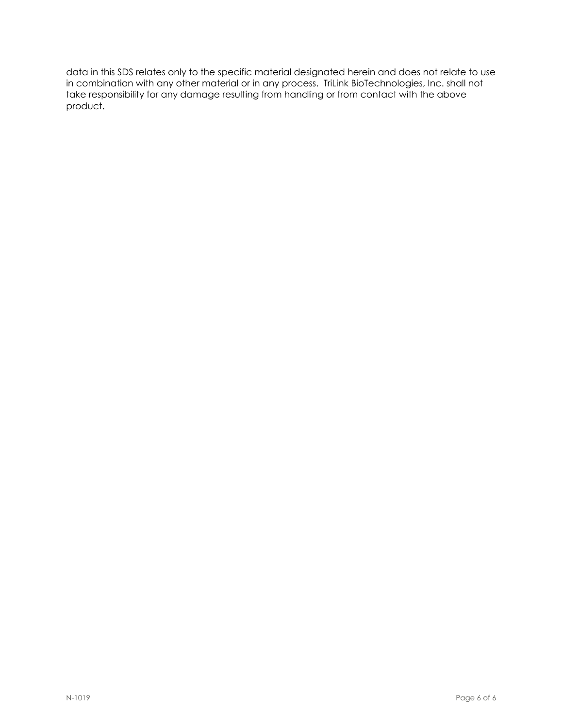data in this SDS relates only to the specific material designated herein and does not relate to use in combination with any other material or in any process. TriLink BioTechnologies, Inc. shall not take responsibility for any damage resulting from handling or from contact with the above product.